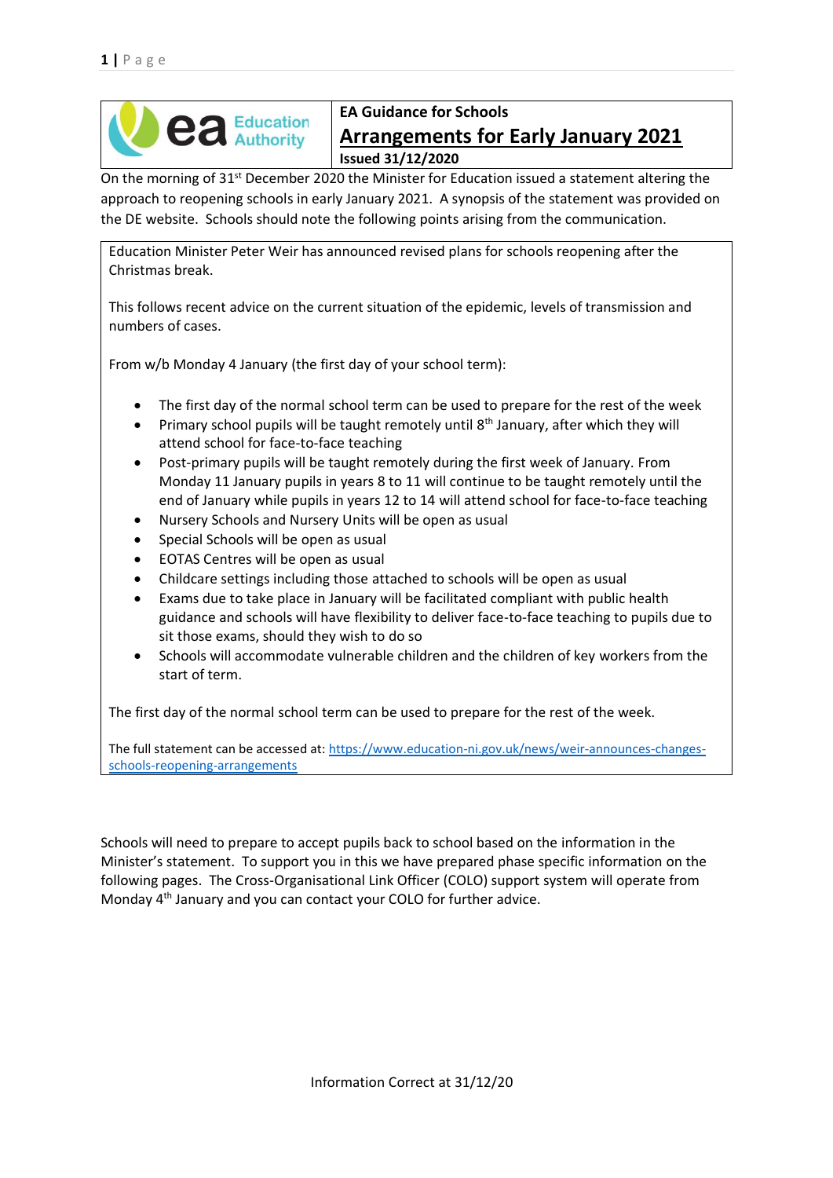EA Guidance for Schools

# Arrangements for Early January 2021

**Issued 31/12/2020**

On the morning of 31st December 2020 the Minister for Education issued a statement altering the approach to reopening schools in early January 2021. A synopsis of the statement was provided on the DE website. Schools should note the following points arising from the communication.

> Education Minister Peter Weir has announced revised plans for schools reopening after the Christmas break.
>
> This follows recent advice on the current situation of the epidemic, levels of transmission and numbers of cases.
>
> From w/b Monday 4 January (the first day of your school term):
>
> - The first day of the normal school term can be used to prepare for the rest of the week
> - Primary school pupils will be taught remotely until 8th January, after which they will attend school for face-to-face teaching
> - Post-primary pupils will be taught remotely during the first week of January. From Monday 11 January pupils in years 8 to 11 will continue to be taught remotely until the end of January while pupils in years 12 to 14 will attend school for face-to-face teaching
> - Nursery Schools and Nursery Units will be open as usual
> - Special Schools will be open as usual
> - EOTAS Centres will be open as usual
> - Childcare settings including those attached to schools will be open as usual
> - Exams due to take place in January will be facilitated compliant with public health guidance and schools will have flexibility to deliver face-to-face teaching to pupils due to sit those exams, should they wish to do so
> - Schools will accommodate vulnerable children and the children of key workers from the start of term.
>
> The first day of the normal school term can be used to prepare for the rest of the week.
>
> The full statement can be accessed at: [https://www.education-ni.gov.uk/news/weir-announces-changes-schools-reopening-arrangements](https://www.education-ni.gov.uk/news/weir-announces-changes-schools-reopening-arrangements)

Schools will need to prepare to accept pupils back to school based on the information in the Minister's statement. To support you in this we have prepared phase specific information on the following pages. The Cross-Organisational Link Officer (COLO) support system will operate from Monday 4th January and you can contact your COLO for further advice.

Information Correct at 31/12/20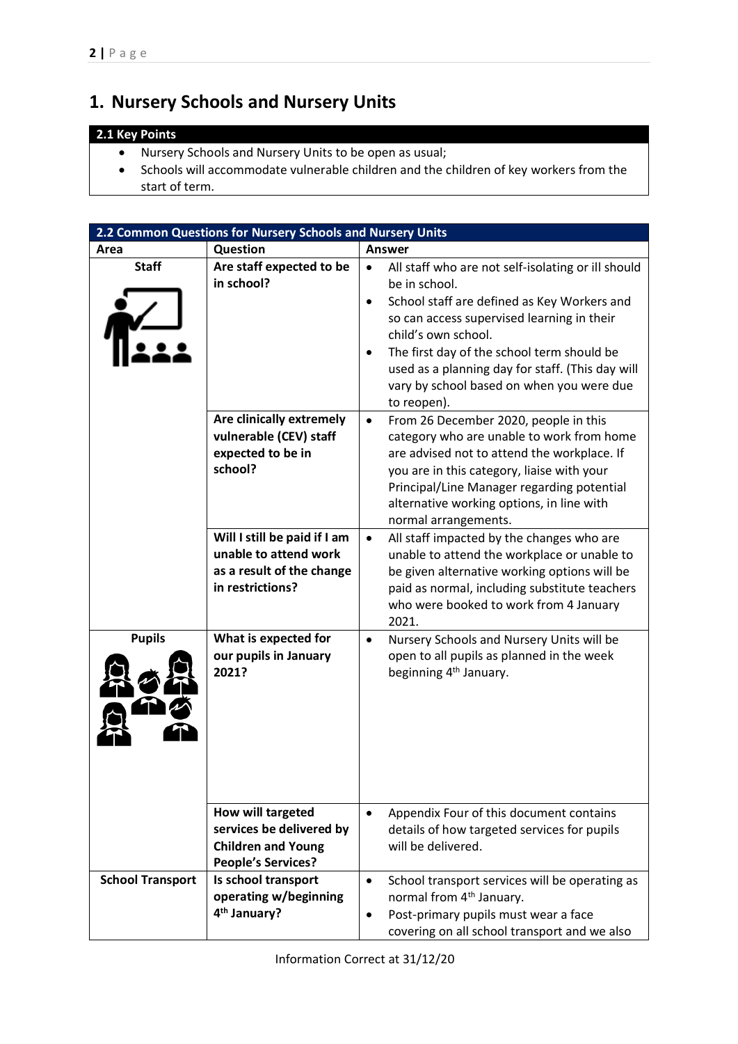# 1. Nursery Schools and Nursery Units

## 2.1 Key Points

- Nursery Schools and Nursery Units to be open as usual;
- Schools will accommodate vulnerable children and the children of key workers from the start of term.

## 2.2 Common Questions for Nursery Schools and Nursery Units

| Area | Question | Answer |
|---|---|---|
| **Staff** | **Are staff expected to be in school?** | • All staff who are not self-isolating or ill should be in school.<br>• School staff are defined as Key Workers and so can access supervised learning in their child's own school.<br>• The first day of the school term should be used as a planning day for staff. (This day will vary by school based on when you were due to reopen). |
| | **Are clinically extremely vulnerable (CEV) staff expected to be in school?** | • From 26 December 2020, people in this category who are unable to work from home are advised not to attend the workplace. If you are in this category, liaise with your Principal/Line Manager regarding potential alternative working options, in line with normal arrangements. |
| | **Will I still be paid if I am unable to attend work as a result of the change in restrictions?** | • All staff impacted by the changes who are unable to attend the workplace or unable to be given alternative working options will be paid as normal, including substitute teachers who were booked to work from 4 January 2021. |
| **Pupils** | **What is expected for our pupils in January 2021?** | • Nursery Schools and Nursery Units will be open to all pupils as planned in the week beginning 4th January. |
| | **How will targeted services be delivered by Children and Young People's Services?** | • Appendix Four of this document contains details of how targeted services for pupils will be delivered. |
| **School Transport** | **Is school transport operating w/beginning 4th January?** | • School transport services will be operating as normal from 4th January.<br>• Post-primary pupils must wear a face covering on all school transport and we also |

Information Correct at 31/12/20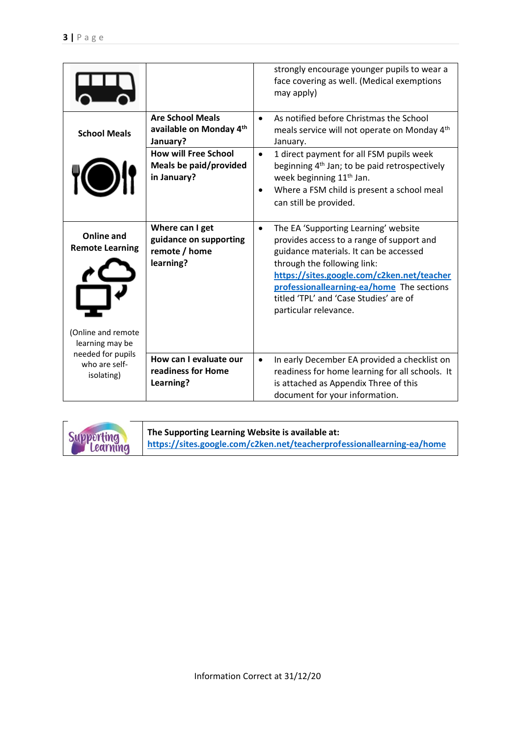| | | |
|---|---|---|
| | | strongly encourage younger pupils to wear a face covering as well. (Medical exemptions may apply) |
| **School Meals** | **Are School Meals available on Monday 4th January?** | • As notified before Christmas the School meals service will not operate on Monday 4th January. |
| | **How will Free School Meals be paid/provided in January?** | • 1 direct payment for all FSM pupils week beginning 4th Jan; to be paid retrospectively week beginning 11th Jan. <br> • Where a FSM child is present a school meal can still be provided. |
| **Online and Remote Learning** <br> (Online and remote learning may be needed for pupils who are self-isolating) | **Where can I get guidance on supporting remote / home learning?** | • The EA 'Supporting Learning' website provides access to a range of support and guidance materials. It can be accessed through the following link: https://sites.google.com/c2ken.net/teacherprofessionallearning-ea/home The sections titled 'TPL' and 'Case Studies' are of particular relevance. |
| | **How can I evaluate our readiness for Home Learning?** | • In early December EA provided a checklist on readiness for home learning for all schools. It is attached as Appendix Three of this document for your information. |

| Supporting Learning | **The Supporting Learning Website is available at:** https://sites.google.com/c2ken.net/teacherprofessionallearning-ea/home |
|---|---|

Information Correct at 31/12/20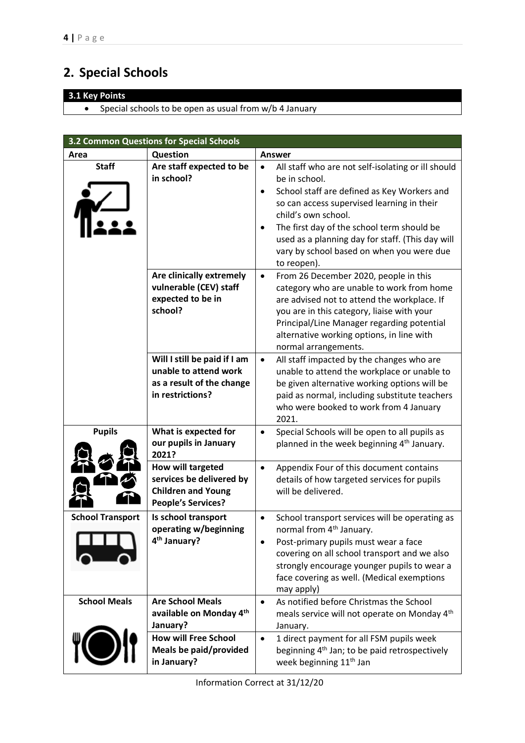## 2. Special Schools

| 3.1 Key Points |
|---|
| • Special schools to be open as usual from w/b 4 January |

| 3.2 Common Questions for Special Schools | | |
|---|---|---|
| **Area** | **Question** | **Answer** |
| **Staff** | **Are staff expected to be in school?** | • All staff who are not self-isolating or ill should be in school.<br>• School staff are defined as Key Workers and so can access supervised learning in their child's own school.<br>• The first day of the school term should be used as a planning day for staff. (This day will vary by school based on when you were due to reopen). |
| | **Are clinically extremely vulnerable (CEV) staff expected to be in school?** | • From 26 December 2020, people in this category who are unable to work from home are advised not to attend the workplace. If you are in this category, liaise with your Principal/Line Manager regarding potential alternative working options, in line with normal arrangements. |
| | **Will I still be paid if I am unable to attend work as a result of the change in restrictions?** | • All staff impacted by the changes who are unable to attend the workplace or unable to be given alternative working options will be paid as normal, including substitute teachers who were booked to work from 4 January 2021. |
| **Pupils** | **What is expected for our pupils in January 2021?** | • Special Schools will be open to all pupils as planned in the week beginning 4th January. |
| | **How will targeted services be delivered by Children and Young People's Services?** | • Appendix Four of this document contains details of how targeted services for pupils will be delivered. |
| **School Transport** | **Is school transport operating w/beginning 4th January?** | • School transport services will be operating as normal from 4th January.<br>• Post-primary pupils must wear a face covering on all school transport and we also strongly encourage younger pupils to wear a face covering as well. (Medical exemptions may apply) |
| **School Meals** | **Are School Meals available on Monday 4th January?** | • As notified before Christmas the School meals service will not operate on Monday 4th January. |
| | **How will Free School Meals be paid/provided in January?** | • 1 direct payment for all FSM pupils week beginning 4th Jan; to be paid retrospectively week beginning 11th Jan |

Information Correct at 31/12/20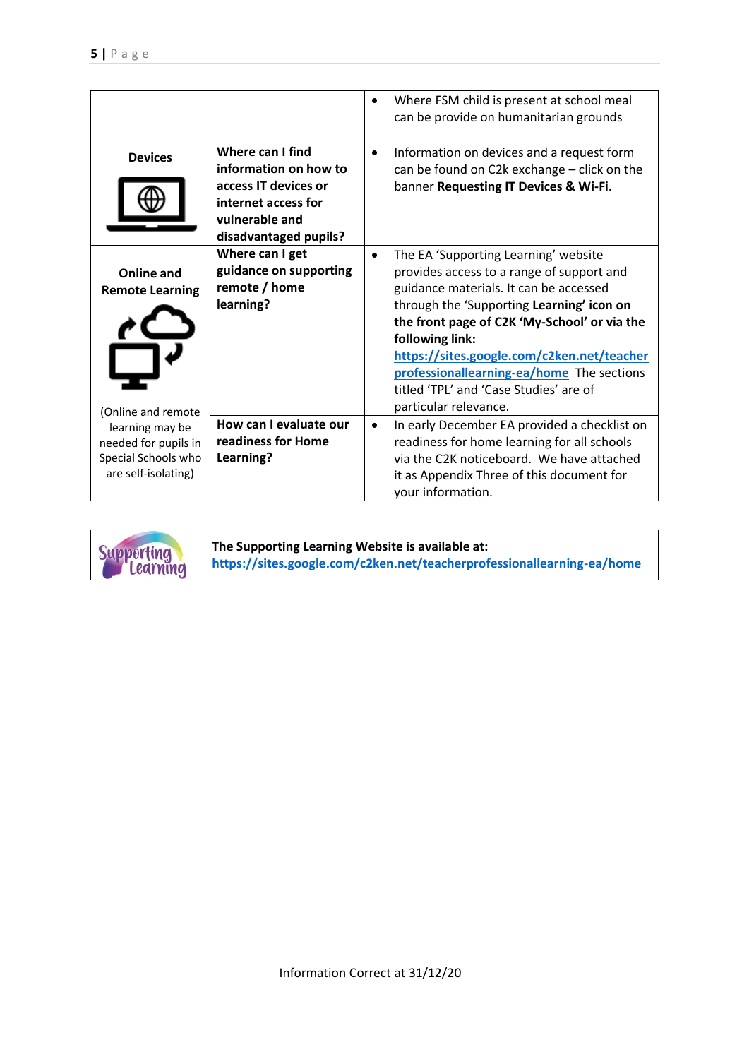| | | |
|---|---|---|
| | | • Where FSM child is present at school meal can be provide on humanitarian grounds |
| **Devices** | **Where can I find information on how to access IT devices or internet access for vulnerable and disadvantaged pupils?** | • Information on devices and a request form can be found on C2k exchange – click on the banner **Requesting IT Devices & Wi-Fi.** |
| **Online and Remote Learning** (Online and remote learning may be needed for pupils in Special Schools who are self-isolating) | **Where can I get guidance on supporting remote / home learning?** | • The EA 'Supporting Learning' website provides access to a range of support and guidance materials. It can be accessed through the 'Supporting **Learning' icon on the front page of C2K 'My-School' or via the following link: [https://sites.google.com/c2ken.net/teacherprofessionallearning-ea/home](https://sites.google.com/c2ken.net/teacherprofessionallearning-ea/home)** The sections titled 'TPL' and 'Case Studies' are of particular relevance. |
| | **How can I evaluate our readiness for Home Learning?** | • In early December EA provided a checklist on readiness for home learning for all schools via the C2K noticeboard. We have attached it as Appendix Three of this document for your information. |

| | |
|---|---|
| Supporting Learning | **The Supporting Learning Website is available at: [https://sites.google.com/c2ken.net/teacherprofessionallearning-ea/home](https://sites.google.com/c2ken.net/teacherprofessionallearning-ea/home)** |

Information Correct at 31/12/20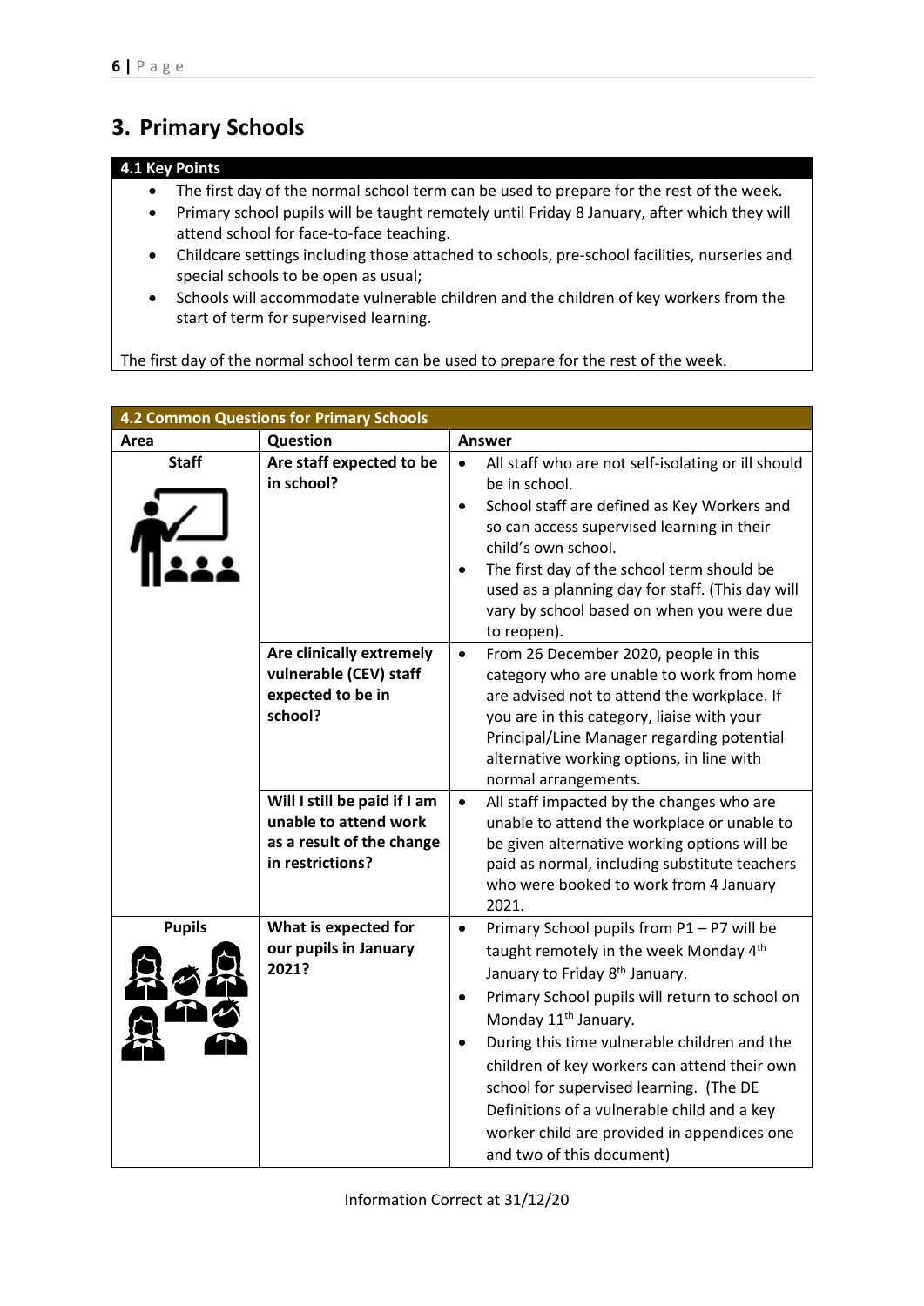## 3. Primary Schools

### 4.1 Key Points

- The first day of the normal school term can be used to prepare for the rest of the week.
- Primary school pupils will be taught remotely until Friday 8 January, after which they will attend school for face-to-face teaching.
- Childcare settings including those attached to schools, pre-school facilities, nurseries and special schools to be open as usual;
- Schools will accommodate vulnerable children and the children of key workers from the start of term for supervised learning.

The first day of the normal school term can be used to prepare for the rest of the week.

### 4.2 Common Questions for Primary Schools

| Area | Question | Answer |
|---|---|---|
| **Staff** | **Are staff expected to be in school?** | • All staff who are not self-isolating or ill should be in school.<br>• School staff are defined as Key Workers and so can access supervised learning in their child's own school.<br>• The first day of the school term should be used as a planning day for staff. (This day will vary by school based on when you were due to reopen). |
| | **Are clinically extremely vulnerable (CEV) staff expected to be in school?** | • From 26 December 2020, people in this category who are unable to work from home are advised not to attend the workplace. If you are in this category, liaise with your Principal/Line Manager regarding potential alternative working options, in line with normal arrangements. |
| | **Will I still be paid if I am unable to attend work as a result of the change in restrictions?** | • All staff impacted by the changes who are unable to attend the workplace or unable to be given alternative working options will be paid as normal, including substitute teachers who were booked to work from 4 January 2021. |
| **Pupils** | **What is expected for our pupils in January 2021?** | • Primary School pupils from P1 – P7 will be taught remotely in the week Monday 4th January to Friday 8th January.<br>• Primary School pupils will return to school on Monday 11th January.<br>• During this time vulnerable children and the children of key workers can attend their own school for supervised learning. (The DE Definitions of a vulnerable child and a key worker child are provided in appendices one and two of this document) |

Information Correct at 31/12/20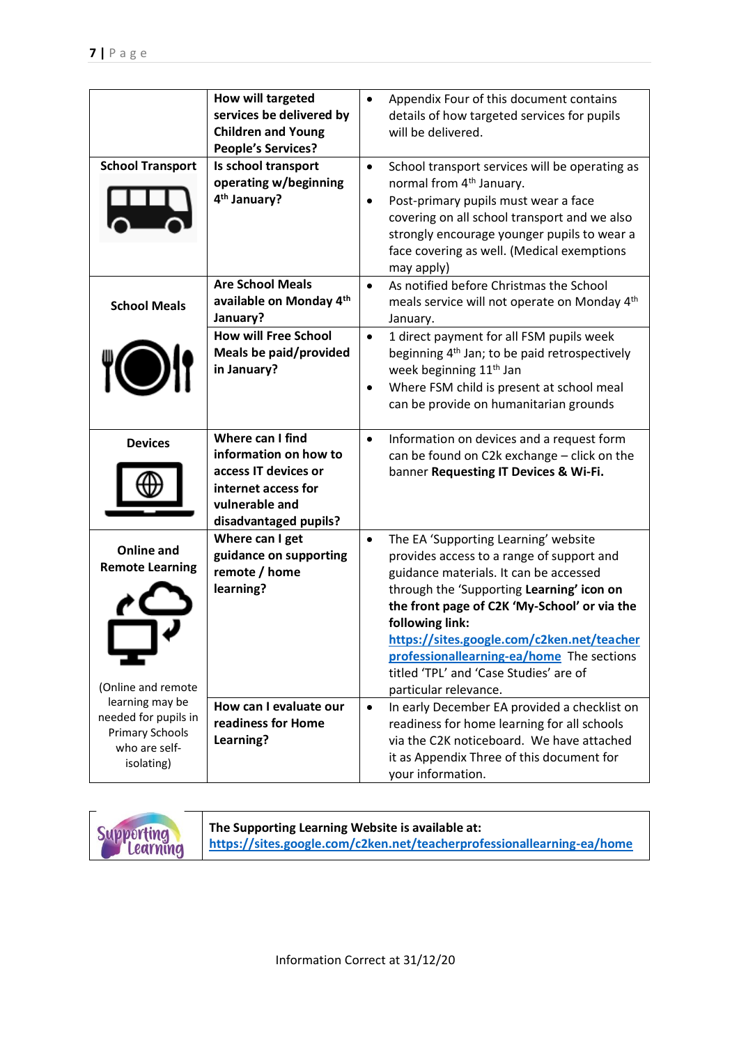| | | |
|---|---|---|
| | **How will targeted services be delivered by Children and Young People's Services?** | • Appendix Four of this document contains details of how targeted services for pupils will be delivered. |
| **School Transport** | **Is school transport operating w/beginning 4th January?** | • School transport services will be operating as normal from 4th January.<br>• Post-primary pupils must wear a face covering on all school transport and we also strongly encourage younger pupils to wear a face covering as well. (Medical exemptions may apply) |
| **School Meals** | **Are School Meals available on Monday 4th January?** | • As notified before Christmas the School meals service will not operate on Monday 4th January. |
| | **How will Free School Meals be paid/provided in January?** | • 1 direct payment for all FSM pupils week beginning 4th Jan; to be paid retrospectively week beginning 11th Jan<br>• Where FSM child is present at school meal can be provide on humanitarian grounds |
| **Devices** | **Where can I find information on how to access IT devices or internet access for vulnerable and disadvantaged pupils?** | • Information on devices and a request form can be found on C2k exchange – click on the banner **Requesting IT Devices & Wi-Fi.** |
| **Online and Remote Learning**<br><br>(Online and remote learning may be needed for pupils in Primary Schools who are self-isolating) | **Where can I get guidance on supporting remote / home learning?** | • The EA 'Supporting Learning' website provides access to a range of support and guidance materials. It can be accessed through the 'Supporting **Learning' icon on the front page of C2K 'My-School' or via the following link:** [https://sites.google.com/c2ken.net/teacherprofessionallearning-ea/home](https://sites.google.com/c2ken.net/teacherprofessionallearning-ea/home) The sections titled 'TPL' and 'Case Studies' are of particular relevance. |
| | **How can I evaluate our readiness for Home Learning?** | • In early December EA provided a checklist on readiness for home learning for all schools via the C2K noticeboard. We have attached it as Appendix Three of this document for your information. |

| | |
|---|---|
| Supporting Learning | **The Supporting Learning Website is available at:** [https://sites.google.com/c2ken.net/teacherprofessionallearning-ea/home](https://sites.google.com/c2ken.net/teacherprofessionallearning-ea/home) |

Information Correct at 31/12/20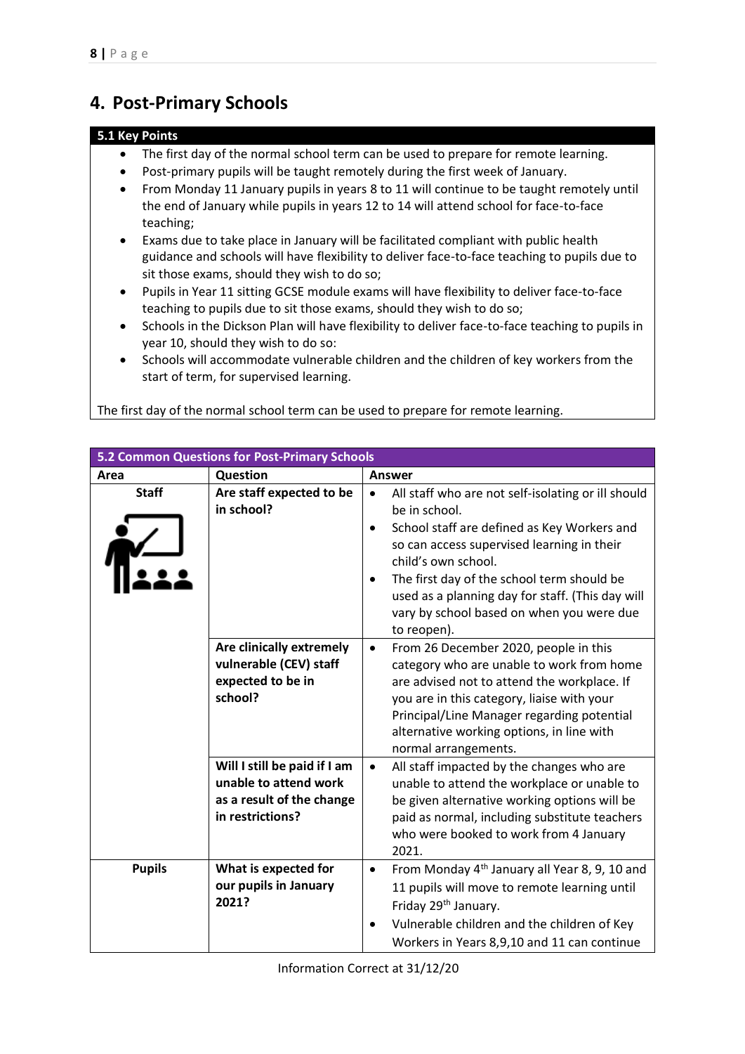## 4. Post-Primary Schools

### 5.1 Key Points

- The first day of the normal school term can be used to prepare for remote learning.
- Post-primary pupils will be taught remotely during the first week of January.
- From Monday 11 January pupils in years 8 to 11 will continue to be taught remotely until the end of January while pupils in years 12 to 14 will attend school for face-to-face teaching;
- Exams due to take place in January will be facilitated compliant with public health guidance and schools will have flexibility to deliver face-to-face teaching to pupils due to sit those exams, should they wish to do so;
- Pupils in Year 11 sitting GCSE module exams will have flexibility to deliver face-to-face teaching to pupils due to sit those exams, should they wish to do so;
- Schools in the Dickson Plan will have flexibility to deliver face-to-face teaching to pupils in year 10, should they wish to do so:
- Schools will accommodate vulnerable children and the children of key workers from the start of term, for supervised learning.

The first day of the normal school term can be used to prepare for remote learning.

### 5.2 Common Questions for Post-Primary Schools

| Area | Question | Answer |
|---|---|---|
| **Staff** | **Are staff expected to be in school?** | • All staff who are not self-isolating or ill should be in school.<br>• School staff are defined as Key Workers and so can access supervised learning in their child's own school.<br>• The first day of the school term should be used as a planning day for staff. (This day will vary by school based on when you were due to reopen). |
| | **Are clinically extremely vulnerable (CEV) staff expected to be in school?** | • From 26 December 2020, people in this category who are unable to work from home are advised not to attend the workplace. If you are in this category, liaise with your Principal/Line Manager regarding potential alternative working options, in line with normal arrangements. |
| | **Will I still be paid if I am unable to attend work as a result of the change in restrictions?** | • All staff impacted by the changes who are unable to attend the workplace or unable to be given alternative working options will be paid as normal, including substitute teachers who were booked to work from 4 January 2021. |
| **Pupils** | **What is expected for our pupils in January 2021?** | • From Monday 4th January all Year 8, 9, 10 and 11 pupils will move to remote learning until Friday 29th January.<br>• Vulnerable children and the children of Key Workers in Years 8,9,10 and 11 can continue |

Information Correct at 31/12/20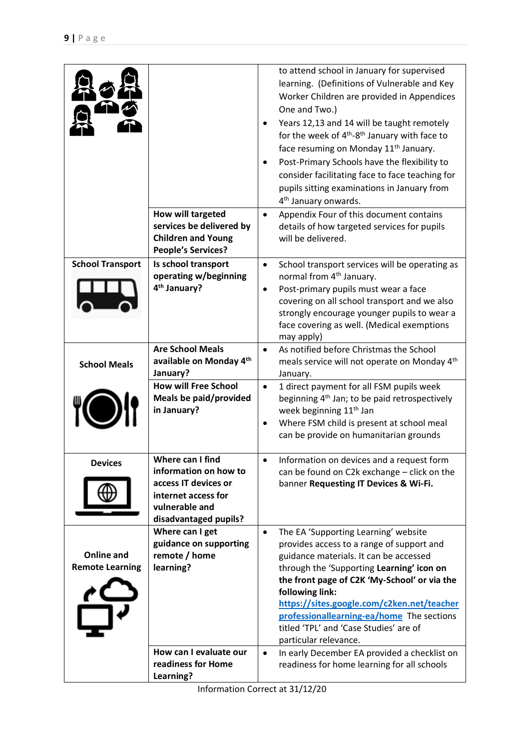| | | |
|---|---|---|
| | | to attend school in January for supervised learning. (Definitions of Vulnerable and Key Worker Children are provided in Appendices One and Two.)<br>• Years 12,13 and 14 will be taught remotely for the week of 4th-8th January with face to face resuming on Monday 11th January.<br>• Post-Primary Schools have the flexibility to consider facilitating face to face teaching for pupils sitting examinations in January from 4th January onwards. |
| | **How will targeted services be delivered by Children and Young People's Services?** | • Appendix Four of this document contains details of how targeted services for pupils will be delivered. |
| **School Transport** | **Is school transport operating w/beginning 4th January?** | • School transport services will be operating as normal from 4th January.<br>• Post-primary pupils must wear a face covering on all school transport and we also strongly encourage younger pupils to wear a face covering as well. (Medical exemptions may apply) |
| **School Meals** | **Are School Meals available on Monday 4th January?** | • As notified before Christmas the School meals service will not operate on Monday 4th January. |
| | **How will Free School Meals be paid/provided in January?** | • 1 direct payment for all FSM pupils week beginning 4th Jan; to be paid retrospectively week beginning 11th Jan<br>• Where FSM child is present at school meal can be provide on humanitarian grounds |
| **Devices** | **Where can I find information on how to access IT devices or internet access for vulnerable and disadvantaged pupils?** | • Information on devices and a request form can be found on C2k exchange – click on the banner **Requesting IT Devices & Wi-Fi.** |
| **Online and Remote Learning** | **Where can I get guidance on supporting remote / home learning?** | • The EA 'Supporting Learning' website provides access to a range of support and guidance materials. It can be accessed through the 'Supporting **Learning' icon on the front page of C2K 'My-School' or via the following link: [https://sites.google.com/c2ken.net/teacherprofessionallearning-ea/home](https://sites.google.com/c2ken.net/teacherprofessionallearning-ea/home)** The sections titled 'TPL' and 'Case Studies' are of particular relevance. |
| | **How can I evaluate our readiness for Home Learning?** | • In early December EA provided a checklist on readiness for home learning for all schools |

Information Correct at 31/12/20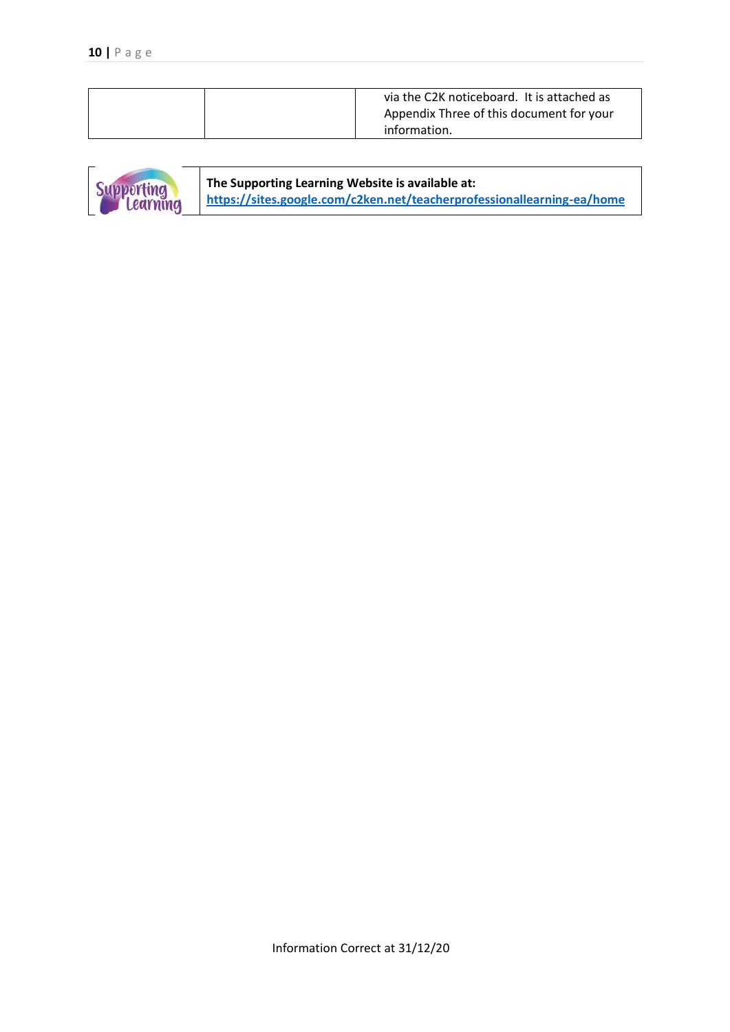| | | via the C2K noticeboard. It is attached as Appendix Three of this document for your information. |
|---|---|---|

| Supporting Learning | **The Supporting Learning Website is available at:** **https://sites.google.com/c2ken.net/teacherprofessionallearning-ea/home** |
|---|---|

Information Correct at 31/12/20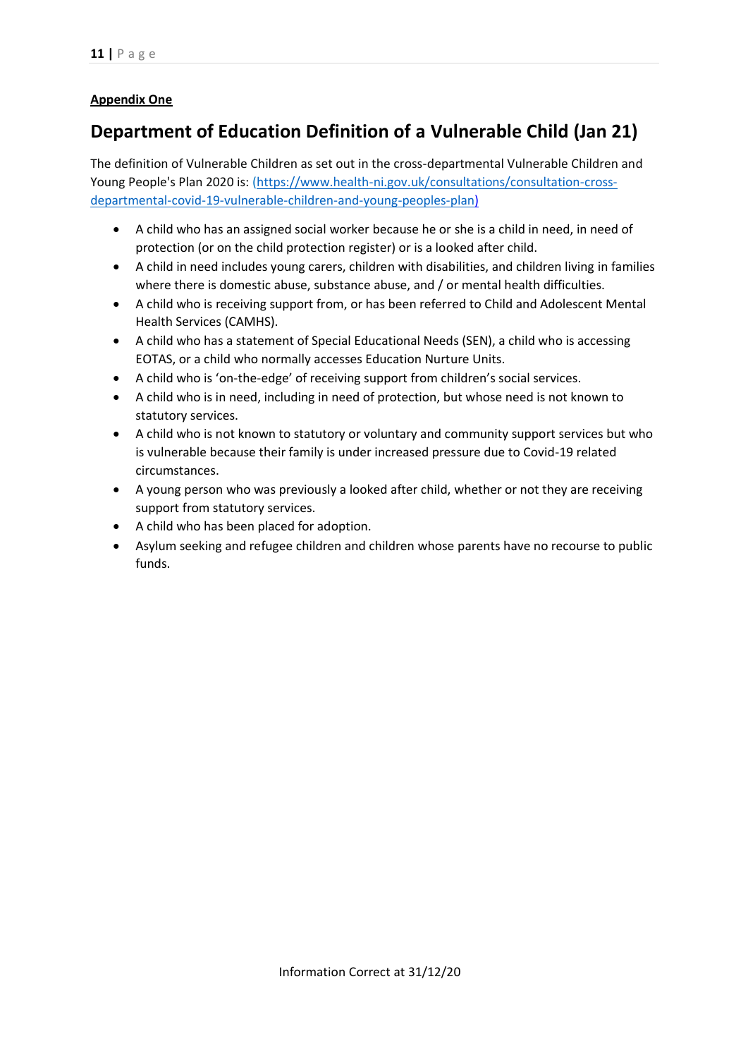**Appendix One**

## Department of Education Definition of a Vulnerable Child (Jan 21)

The definition of Vulnerable Children as set out in the cross-departmental Vulnerable Children and Young People's Plan 2020 is: (https://www.health-ni.gov.uk/consultations/consultation-cross-departmental-covid-19-vulnerable-children-and-young-peoples-plan)

- A child who has an assigned social worker because he or she is a child in need, in need of protection (or on the child protection register) or is a looked after child.
- A child in need includes young carers, children with disabilities, and children living in families where there is domestic abuse, substance abuse, and / or mental health difficulties.
- A child who is receiving support from, or has been referred to Child and Adolescent Mental Health Services (CAMHS).
- A child who has a statement of Special Educational Needs (SEN), a child who is accessing EOTAS, or a child who normally accesses Education Nurture Units.
- A child who is 'on-the-edge' of receiving support from children's social services.
- A child who is in need, including in need of protection, but whose need is not known to statutory services.
- A child who is not known to statutory or voluntary and community support services but who is vulnerable because their family is under increased pressure due to Covid-19 related circumstances.
- A young person who was previously a looked after child, whether or not they are receiving support from statutory services.
- A child who has been placed for adoption.
- Asylum seeking and refugee children and children whose parents have no recourse to public funds.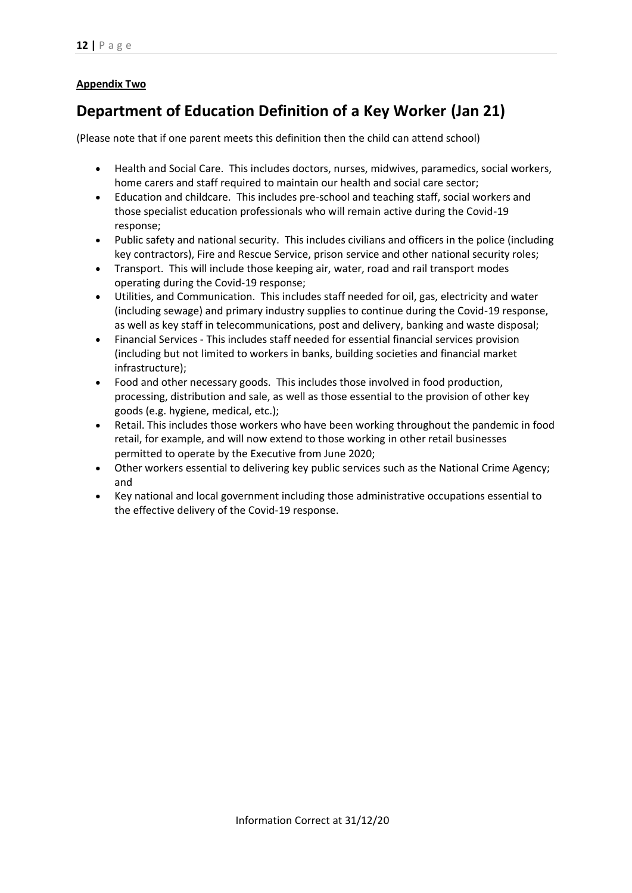**Appendix Two**

# Department of Education Definition of a Key Worker (Jan 21)

(Please note that if one parent meets this definition then the child can attend school)

- Health and Social Care. This includes doctors, nurses, midwives, paramedics, social workers, home carers and staff required to maintain our health and social care sector;
- Education and childcare. This includes pre-school and teaching staff, social workers and those specialist education professionals who will remain active during the Covid-19 response;
- Public safety and national security. This includes civilians and officers in the police (including key contractors), Fire and Rescue Service, prison service and other national security roles;
- Transport. This will include those keeping air, water, road and rail transport modes operating during the Covid-19 response;
- Utilities, and Communication. This includes staff needed for oil, gas, electricity and water (including sewage) and primary industry supplies to continue during the Covid-19 response, as well as key staff in telecommunications, post and delivery, banking and waste disposal;
- Financial Services - This includes staff needed for essential financial services provision (including but not limited to workers in banks, building societies and financial market infrastructure);
- Food and other necessary goods. This includes those involved in food production, processing, distribution and sale, as well as those essential to the provision of other key goods (e.g. hygiene, medical, etc.);
- Retail. This includes those workers who have been working throughout the pandemic in food retail, for example, and will now extend to those working in other retail businesses permitted to operate by the Executive from June 2020;
- Other workers essential to delivering key public services such as the National Crime Agency; and
- Key national and local government including those administrative occupations essential to the effective delivery of the Covid-19 response.

Information Correct at 31/12/20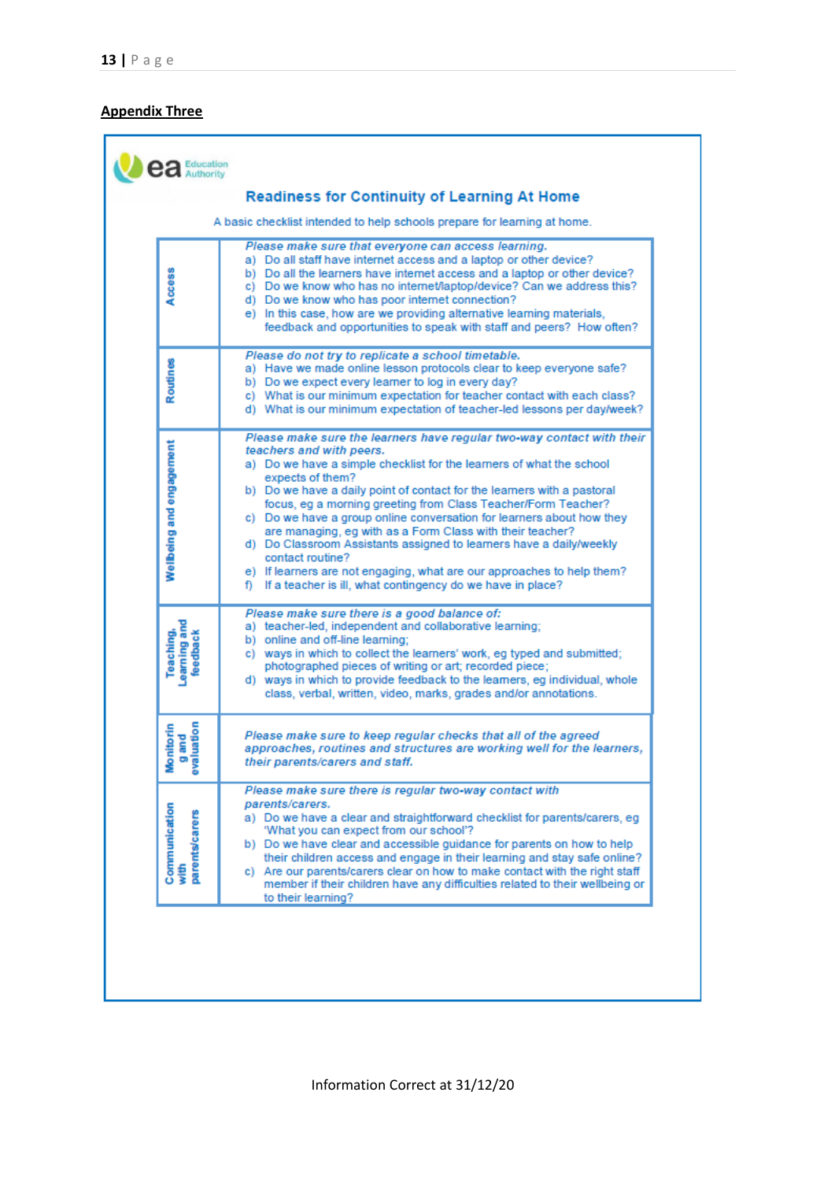**Appendix Three**

ea Education Authority

## Readiness for Continuity of Learning At Home

A basic checklist intended to help schools prepare for learning at home.

| | |
|---|---|
| **Access** | *Please make sure that everyone can access learning.*<br>a) Do all staff have internet access and a laptop or other device?<br>b) Do all the learners have internet access and a laptop or other device?<br>c) Do we know who has no internet/laptop/device? Can we address this?<br>d) Do we know who has poor internet connection?<br>e) In this case, how are we providing alternative learning materials, feedback and opportunities to speak with staff and peers? How often? |
| **Routines** | *Please do not try to replicate a school timetable.*<br>a) Have we made online lesson protocols clear to keep everyone safe?<br>b) Do we expect every learner to log in every day?<br>c) What is our minimum expectation for teacher contact with each class?<br>d) What is our minimum expectation of teacher-led lessons per day/week? |
| **Wellbeing and engagement** | *Please make sure the learners have regular two-way contact with their teachers and with peers.*<br>a) Do we have a simple checklist for the learners of what the school expects of them?<br>b) Do we have a daily point of contact for the learners with a pastoral focus, eg a morning greeting from Class Teacher/Form Teacher?<br>c) Do we have a group online conversation for learners about how they are managing, eg with as a Form Class with their teacher?<br>d) Do Classroom Assistants assigned to learners have a daily/weekly contact routine?<br>e) If learners are not engaging, what are our approaches to help them?<br>f) If a teacher is ill, what contingency do we have in place? |
| **Teaching, Learning and feedback** | *Please make sure there is a good balance of:*<br>a) teacher-led, independent and collaborative learning;<br>b) online and off-line learning;<br>c) ways in which to collect the learners' work, eg typed and submitted; photographed pieces of writing or art; recorded piece;<br>d) ways in which to provide feedback to the learners, eg individual, whole class, verbal, written, video, marks, grades and/or annotations. |
| **Monitoring and evaluation** | *Please make sure to keep regular checks that all of the agreed approaches, routines and structures are working well for the learners, their parents/carers and staff.* |
| **Communication with parents/carers** | *Please make sure there is regular two-way contact with parents/carers.*<br>a) Do we have a clear and straightforward checklist for parents/carers, eg 'What you can expect from our school'?<br>b) Do we have clear and accessible guidance for parents on how to help their children access and engage in their learning and stay safe online?<br>c) Are our parents/carers clear on how to make contact with the right staff member if their children have any difficulties related to their wellbeing or to their learning? |

Information Correct at 31/12/20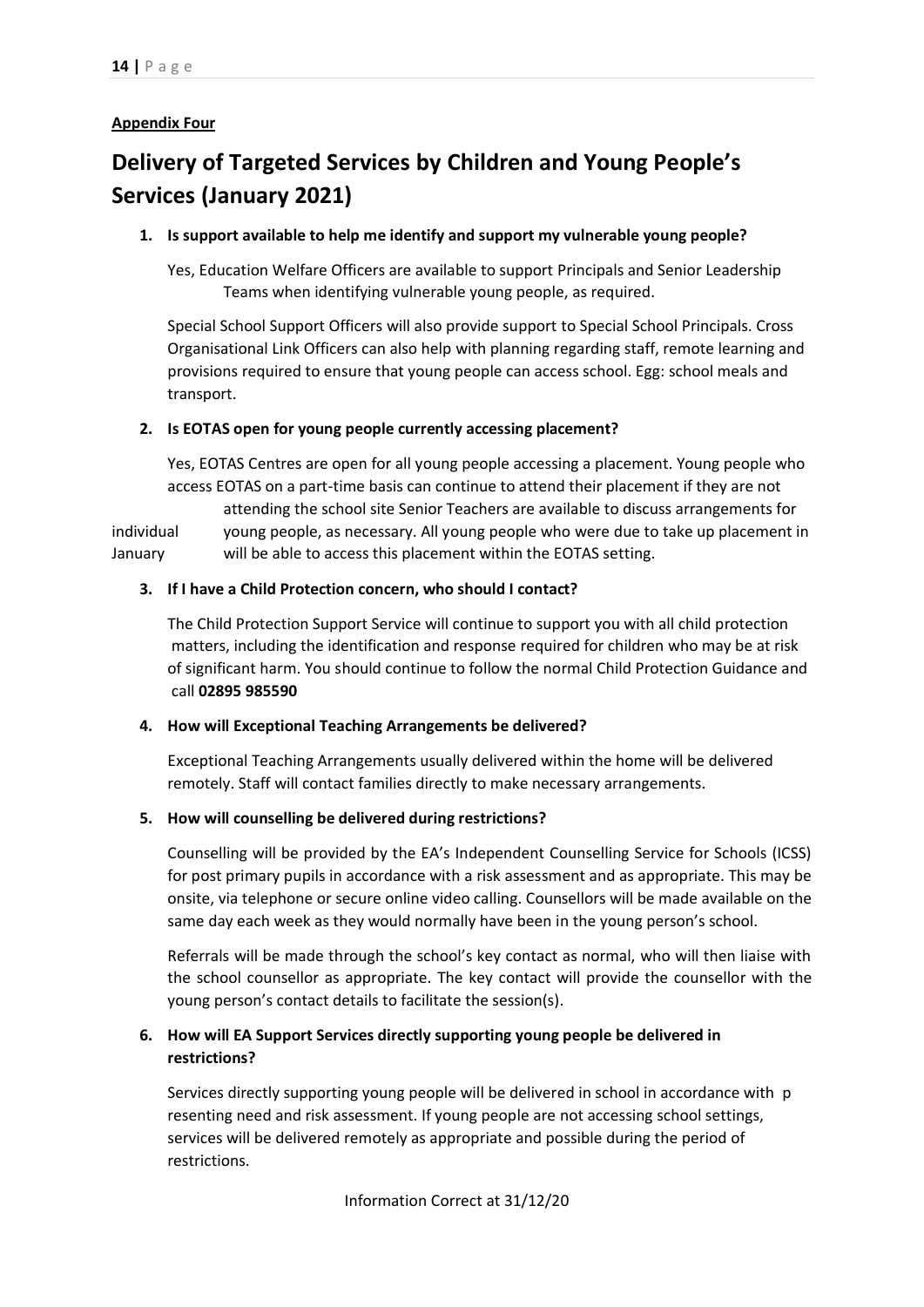**Appendix Four**

# Delivery of Targeted Services by Children and Young People's Services (January 2021)

1. **Is support available to help me identify and support my vulnerable young people?**

   Yes, Education Welfare Officers are available to support Principals and Senior Leadership Teams when identifying vulnerable young people, as required.

   Special School Support Officers will also provide support to Special School Principals. Cross Organisational Link Officers can also help with planning regarding staff, remote learning and provisions required to ensure that young people can access school. Egg: school meals and transport.

2. **Is EOTAS open for young people currently accessing placement?**

   Yes, EOTAS Centres are open for all young people accessing a placement. Young people who access EOTAS on a part-time basis can continue to attend their placement if they are not attending the school site Senior Teachers are available to discuss arrangements for individual young people, as necessary. All young people who were due to take up placement in January will be able to access this placement within the EOTAS setting.

3. **If I have a Child Protection concern, who should I contact?**

   The Child Protection Support Service will continue to support you with all child protection matters, including the identification and response required for children who may be at risk of significant harm. You should continue to follow the normal Child Protection Guidance and call **02895 985590**

4. **How will Exceptional Teaching Arrangements be delivered?**

   Exceptional Teaching Arrangements usually delivered within the home will be delivered remotely. Staff will contact families directly to make necessary arrangements.

5. **How will counselling be delivered during restrictions?**

   Counselling will be provided by the EA's Independent Counselling Service for Schools (ICSS) for post primary pupils in accordance with a risk assessment and as appropriate. This may be onsite, via telephone or secure online video calling. Counsellors will be made available on the same day each week as they would normally have been in the young person's school.

   Referrals will be made through the school's key contact as normal, who will then liaise with the school counsellor as appropriate. The key contact will provide the counsellor with the young person's contact details to facilitate the session(s).

6. **How will EA Support Services directly supporting young people be delivered in restrictions?**

   Services directly supporting young people will be delivered in school in accordance with p resenting need and risk assessment. If young people are not accessing school settings, services will be delivered remotely as appropriate and possible during the period of restrictions.

Information Correct at 31/12/20